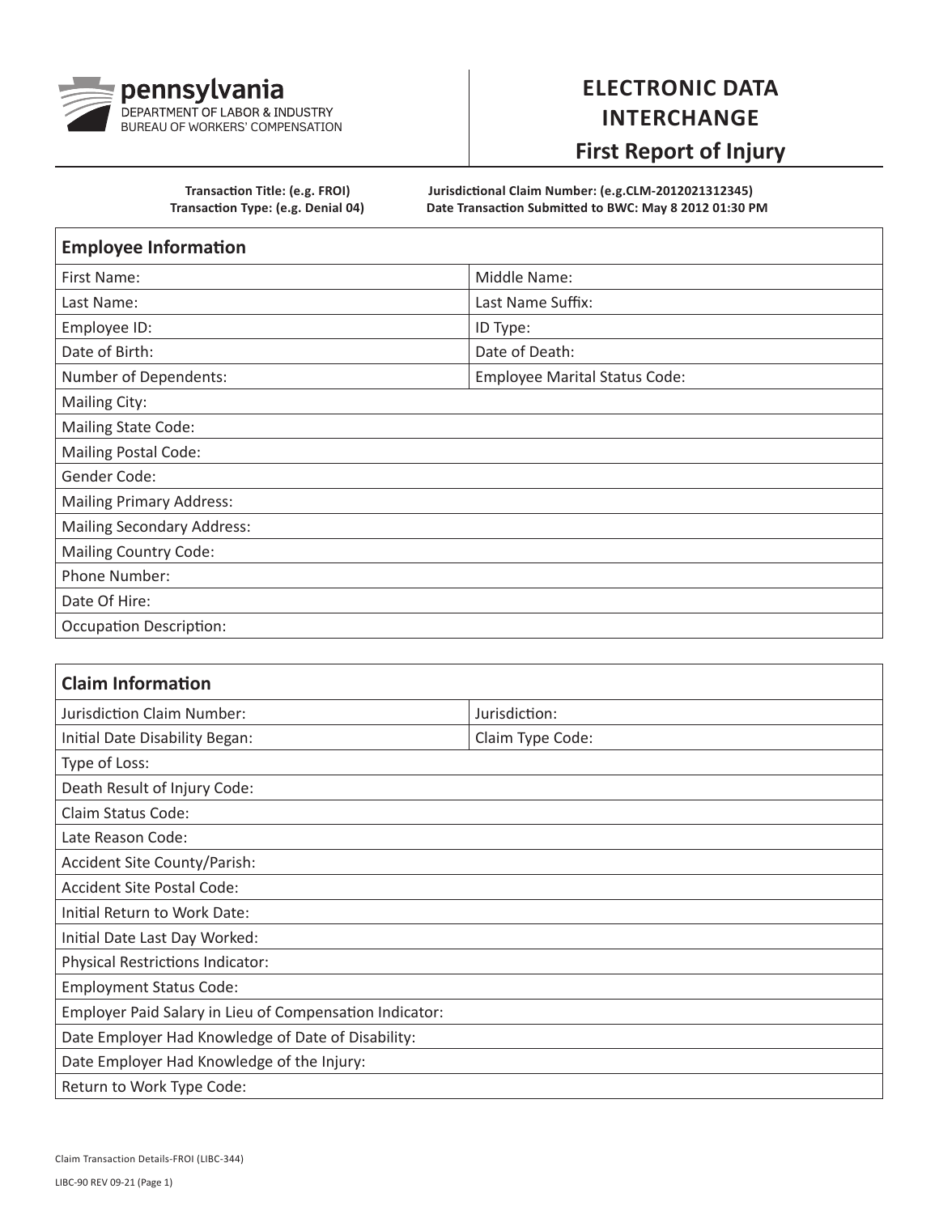pennsylvania
DEPARTMENT OF LABOR & INDUSTRY
BUREAU OF WORKERS' COMPENSATION

# ELECTRONIC DATA INTERCHANGE

## First Report of Injury

**Transaction Title: (e.g. FROI)**
**Transaction Type: (e.g. Denial 04)**

**Jurisdictional Claim Number: (e.g.CLM-2012021312345)**
**Date Transaction Submitted to BWC: May 8 2012 01:30 PM**

| Employee Information | |
|---|---|
| First Name: | Middle Name: |
| Last Name: | Last Name Suffix: |
| Employee ID: | ID Type: |
| Date of Birth: | Date of Death: |
| Number of Dependents: | Employee Marital Status Code: |
| Mailing City: | |
| Mailing State Code: | |
| Mailing Postal Code: | |
| Gender Code: | |
| Mailing Primary Address: | |
| Mailing Secondary Address: | |
| Mailing Country Code: | |
| Phone Number: | |
| Date Of Hire: | |
| Occupation Description: | |

| Claim Information | |
|---|---|
| Jurisdiction Claim Number: | Jurisdiction: |
| Initial Date Disability Began: | Claim Type Code: |
| Type of Loss: | |
| Death Result of Injury Code: | |
| Claim Status Code: | |
| Late Reason Code: | |
| Accident Site County/Parish: | |
| Accident Site Postal Code: | |
| Initial Return to Work Date: | |
| Initial Date Last Day Worked: | |
| Physical Restrictions Indicator: | |
| Employment Status Code: | |
| Employer Paid Salary in Lieu of Compensation Indicator: | |
| Date Employer Had Knowledge of Date of Disability: | |
| Date Employer Had Knowledge of the Injury: | |
| Return to Work Type Code: | |

Claim Transaction Details-FROI (LIBC-344)

LIBC-90 REV 09-21 (Page 1)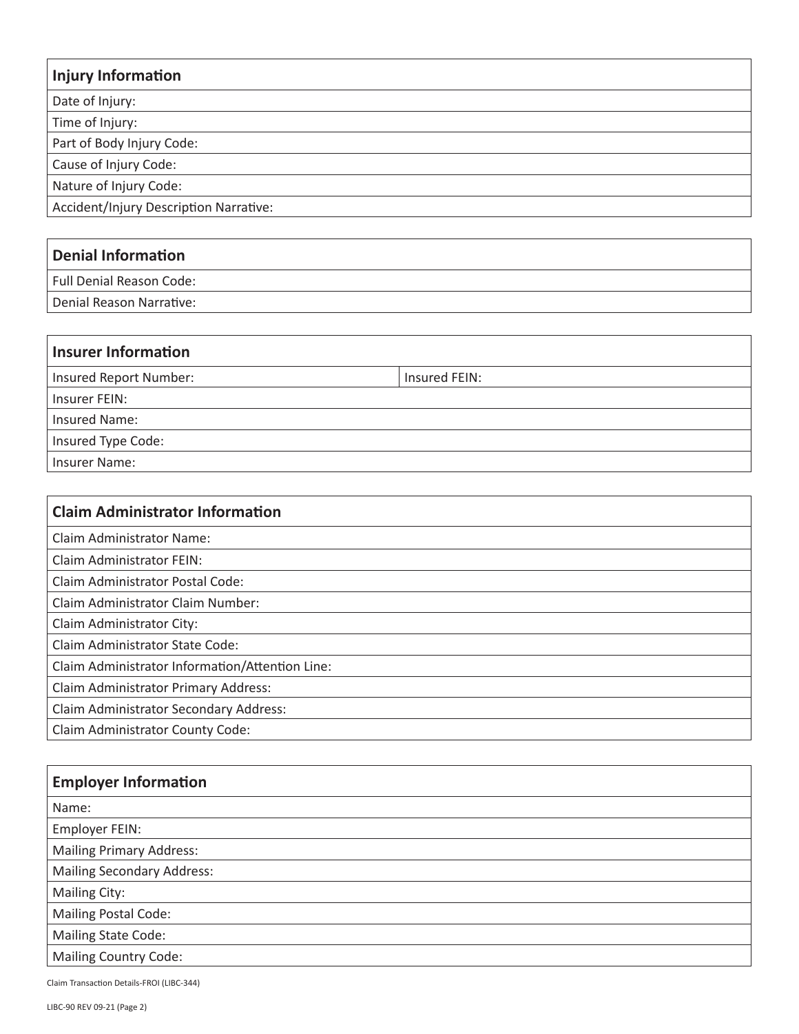| Injury Information |
|---|
| Date of Injury: |
| Time of Injury: |
| Part of Body Injury Code: |
| Cause of Injury Code: |
| Nature of Injury Code: |
| Accident/Injury Description Narrative: |

| Denial Information |
|---|
| Full Denial Reason Code: |
| Denial Reason Narrative: |

| Insurer Information | |
|---|---|
| Insured Report Number: | Insured FEIN: |
| Insurer FEIN: | |
| Insured Name: | |
| Insured Type Code: | |
| Insurer Name: | |

| Claim Administrator Information |
|---|
| Claim Administrator Name: |
| Claim Administrator FEIN: |
| Claim Administrator Postal Code: |
| Claim Administrator Claim Number: |
| Claim Administrator City: |
| Claim Administrator State Code: |
| Claim Administrator Information/Attention Line: |
| Claim Administrator Primary Address: |
| Claim Administrator Secondary Address: |
| Claim Administrator County Code: |

| Employer Information |
|---|
| Name: |
| Employer FEIN: |
| Mailing Primary Address: |
| Mailing Secondary Address: |
| Mailing City: |
| Mailing Postal Code: |
| Mailing State Code: |
| Mailing Country Code: |

Claim Transaction Details-FROI (LIBC-344)

LIBC-90 REV 09-21 (Page 2)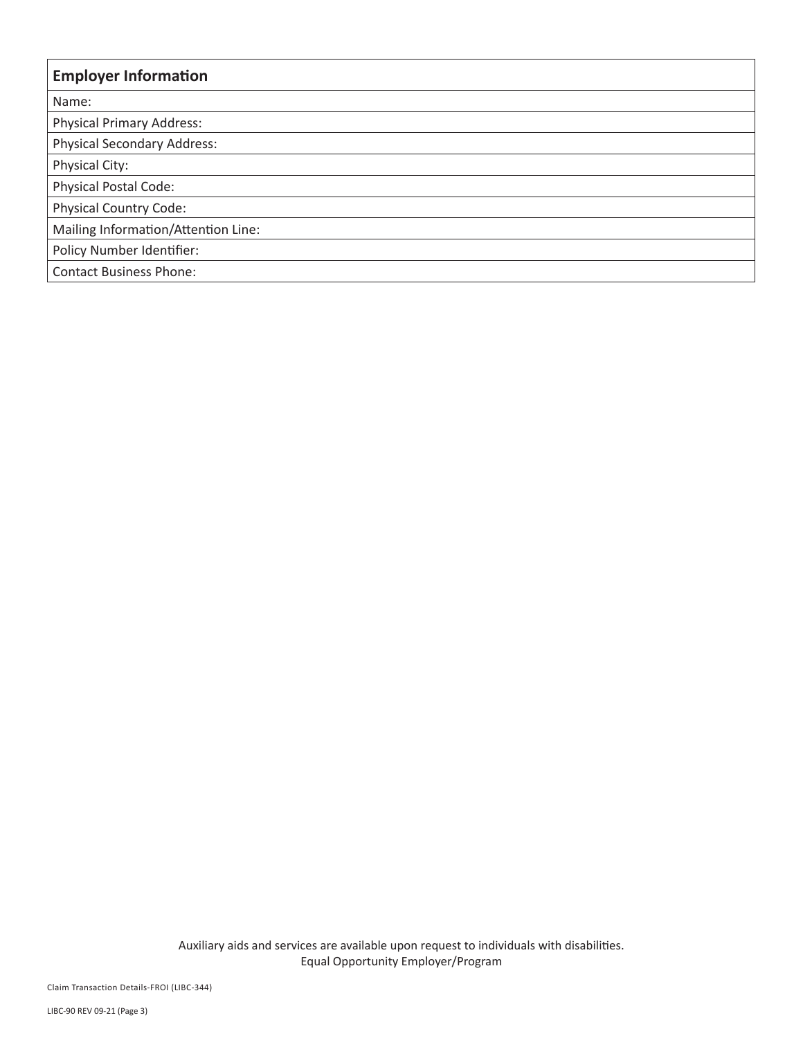## Employer Information

Name:

Physical Primary Address:

Physical Secondary Address:

Physical City:

Physical Postal Code:

Physical Country Code:

Mailing Information/Attention Line:

Policy Number Identifier:

Contact Business Phone:

Auxiliary aids and services are available upon request to individuals with disabilities.
Equal Opportunity Employer/Program

Claim Transaction Details-FROI (LIBC-344)

LIBC-90 REV 09-21 (Page 3)